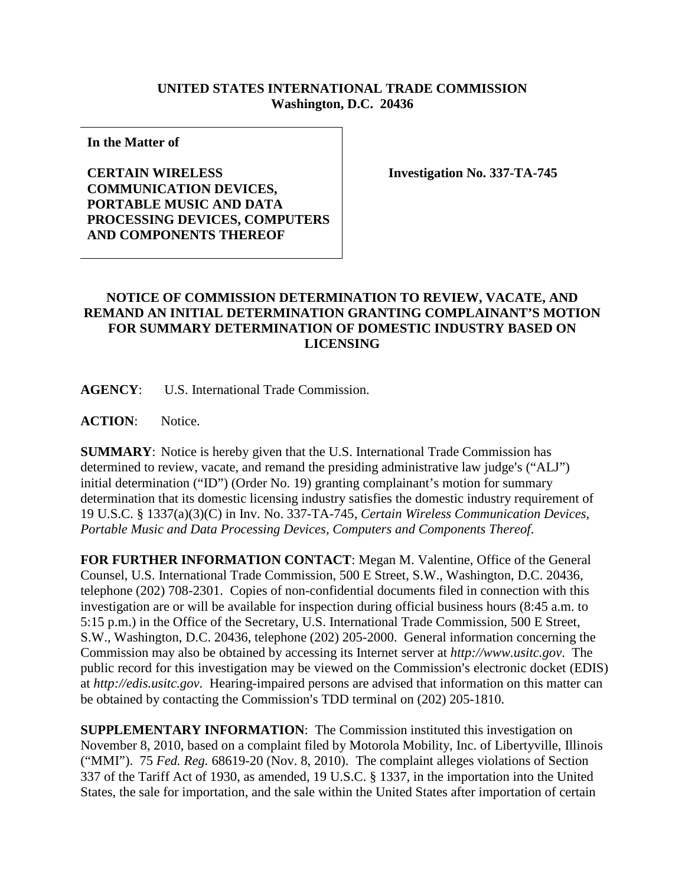**UNITED STATES INTERNATIONAL TRADE COMMISSION**
**Washington, D.C. 20436**

**In the Matter of**

**CERTAIN WIRELESS COMMUNICATION DEVICES, PORTABLE MUSIC AND DATA PROCESSING DEVICES, COMPUTERS AND COMPONENTS THEREOF**

**Investigation No. 337-TA-745**

## NOTICE OF COMMISSION DETERMINATION TO REVIEW, VACATE, AND REMAND AN INITIAL DETERMINATION GRANTING COMPLAINANT'S MOTION FOR SUMMARY DETERMINATION OF DOMESTIC INDUSTRY BASED ON LICENSING

**AGENCY**: U.S. International Trade Commission.

**ACTION**: Notice.

**SUMMARY**: Notice is hereby given that the U.S. International Trade Commission has determined to review, vacate, and remand the presiding administrative law judge's ("ALJ") initial determination ("ID") (Order No. 19) granting complainant's motion for summary determination that its domestic licensing industry satisfies the domestic industry requirement of 19 U.S.C. § 1337(a)(3)(C) in Inv. No. 337-TA-745, *Certain Wireless Communication Devices, Portable Music and Data Processing Devices, Computers and Components Thereof*.

**FOR FURTHER INFORMATION CONTACT**: Megan M. Valentine, Office of the General Counsel, U.S. International Trade Commission, 500 E Street, S.W., Washington, D.C. 20436, telephone (202) 708-2301. Copies of non-confidential documents filed in connection with this investigation are or will be available for inspection during official business hours (8:45 a.m. to 5:15 p.m.) in the Office of the Secretary, U.S. International Trade Commission, 500 E Street, S.W., Washington, D.C. 20436, telephone (202) 205-2000. General information concerning the Commission may also be obtained by accessing its Internet server at *http://www.usitc.gov*. The public record for this investigation may be viewed on the Commission's electronic docket (EDIS) at *http://edis.usitc.gov*. Hearing-impaired persons are advised that information on this matter can be obtained by contacting the Commission's TDD terminal on (202) 205-1810.

**SUPPLEMENTARY INFORMATION**: The Commission instituted this investigation on November 8, 2010, based on a complaint filed by Motorola Mobility, Inc. of Libertyville, Illinois ("MMI"). 75 *Fed. Reg.* 68619-20 (Nov. 8, 2010). The complaint alleges violations of Section 337 of the Tariff Act of 1930, as amended, 19 U.S.C. § 1337, in the importation into the United States, the sale for importation, and the sale within the United States after importation of certain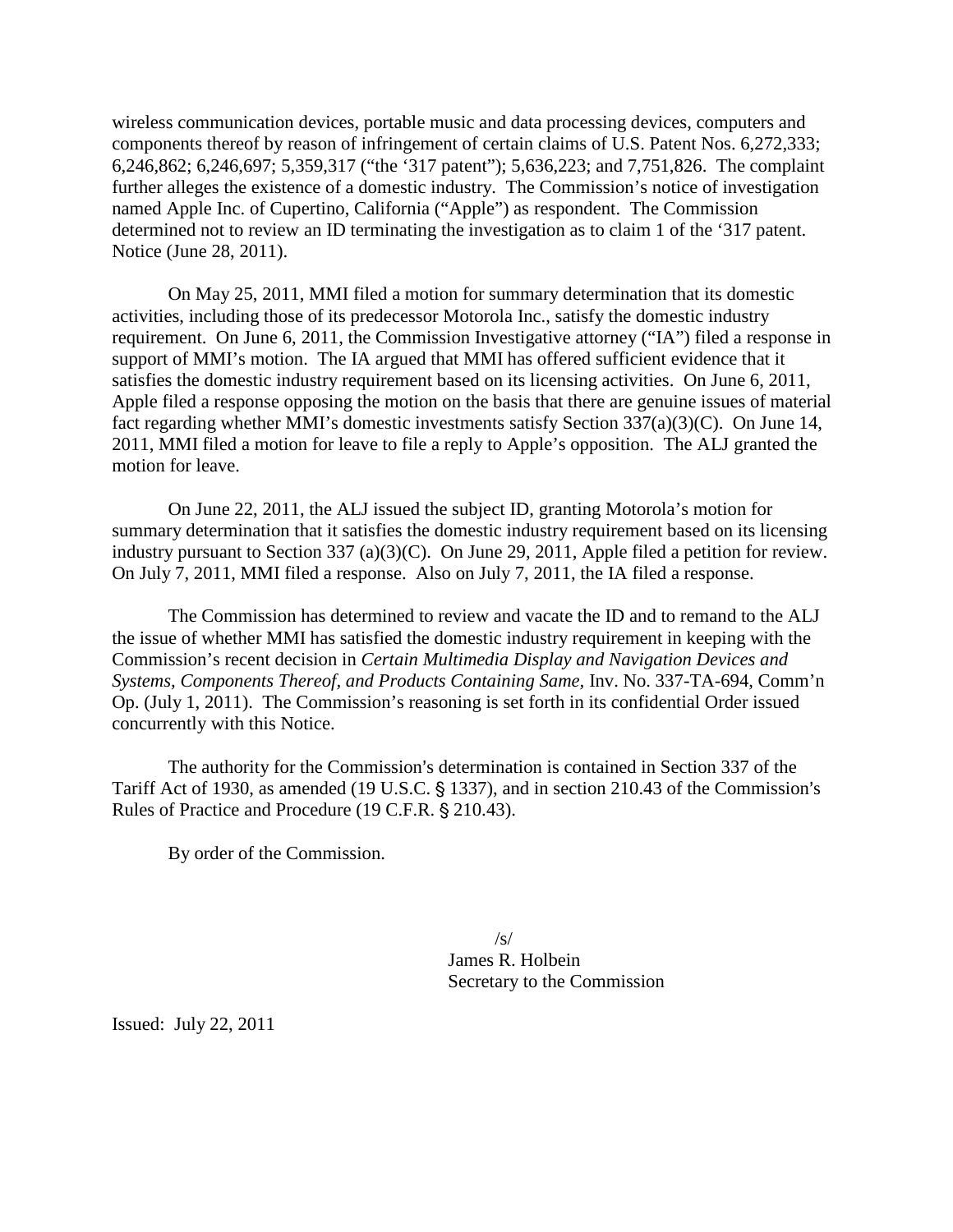wireless communication devices, portable music and data processing devices, computers and components thereof by reason of infringement of certain claims of U.S. Patent Nos. 6,272,333; 6,246,862; 6,246,697; 5,359,317 ("the '317 patent"); 5,636,223; and 7,751,826. The complaint further alleges the existence of a domestic industry. The Commission's notice of investigation named Apple Inc. of Cupertino, California ("Apple") as respondent. The Commission determined not to review an ID terminating the investigation as to claim 1 of the '317 patent. Notice (June 28, 2011).

On May 25, 2011, MMI filed a motion for summary determination that its domestic activities, including those of its predecessor Motorola Inc., satisfy the domestic industry requirement. On June 6, 2011, the Commission Investigative attorney ("IA") filed a response in support of MMI's motion. The IA argued that MMI has offered sufficient evidence that it satisfies the domestic industry requirement based on its licensing activities. On June 6, 2011, Apple filed a response opposing the motion on the basis that there are genuine issues of material fact regarding whether MMI's domestic investments satisfy Section 337(a)(3)(C). On June 14, 2011, MMI filed a motion for leave to file a reply to Apple's opposition. The ALJ granted the motion for leave.

On June 22, 2011, the ALJ issued the subject ID, granting Motorola's motion for summary determination that it satisfies the domestic industry requirement based on its licensing industry pursuant to Section 337 (a)(3)(C). On June 29, 2011, Apple filed a petition for review. On July 7, 2011, MMI filed a response. Also on July 7, 2011, the IA filed a response.

The Commission has determined to review and vacate the ID and to remand to the ALJ the issue of whether MMI has satisfied the domestic industry requirement in keeping with the Commission's recent decision in *Certain Multimedia Display and Navigation Devices and Systems, Components Thereof, and Products Containing Same*, Inv. No. 337-TA-694, Comm'n Op. (July 1, 2011). The Commission's reasoning is set forth in its confidential Order issued concurrently with this Notice.

The authority for the Commission's determination is contained in Section 337 of the Tariff Act of 1930, as amended (19 U.S.C. § 1337), and in section 210.43 of the Commission's Rules of Practice and Procedure (19 C.F.R. § 210.43).

By order of the Commission.

/s/
James R. Holbein
Secretary to the Commission

Issued: July 22, 2011